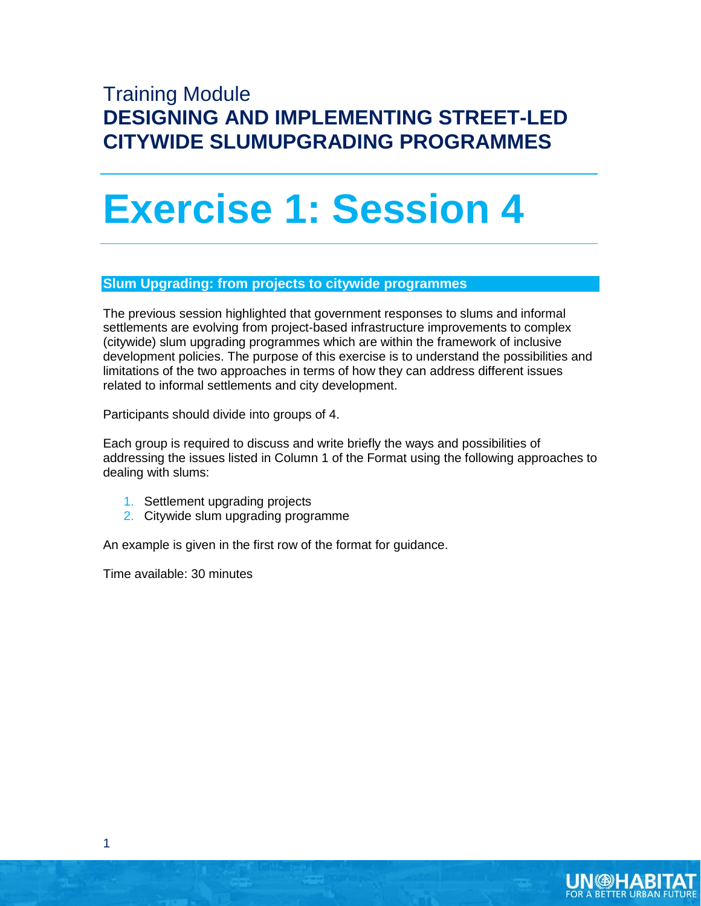Training Module

# DESIGNING AND IMPLEMENTING STREET-LED CITYWIDE SLUMUPGRADING PROGRAMMES

# Exercise 1: Session 4

## Slum Upgrading: from projects to citywide programmes

The previous session highlighted that government responses to slums and informal settlements are evolving from project-based infrastructure improvements to complex (citywide) slum upgrading programmes which are within the framework of inclusive development policies. The purpose of this exercise is to understand the possibilities and limitations of the two approaches in terms of how they can address different issues related to informal settlements and city development.

Participants should divide into groups of 4.

Each group is required to discuss and write briefly the ways and possibilities of addressing the issues listed in Column 1 of the Format using the following approaches to dealing with slums:

1. Settlement upgrading projects
2. Citywide slum upgrading programme

An example is given in the first row of the format for guidance.

Time available: 30 minutes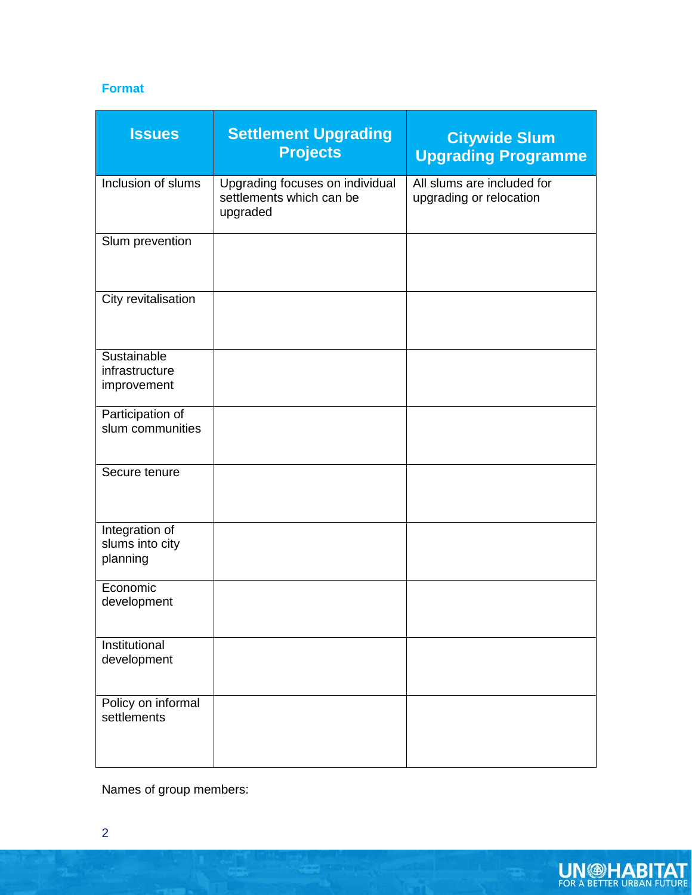### Format

| Issues | Settlement Upgrading Projects | Citywide Slum Upgrading Programme |
|---|---|---|
| Inclusion of slums | Upgrading focuses on individual settlements which can be upgraded | All slums are included for upgrading or relocation |
| Slum prevention | | |
| City revitalisation | | |
| Sustainable infrastructure improvement | | |
| Participation of slum communities | | |
| Secure tenure | | |
| Integration of slums into city planning | | |
| Economic development | | |
| Institutional development | | |
| Policy on informal settlements | | |

Names of group members: